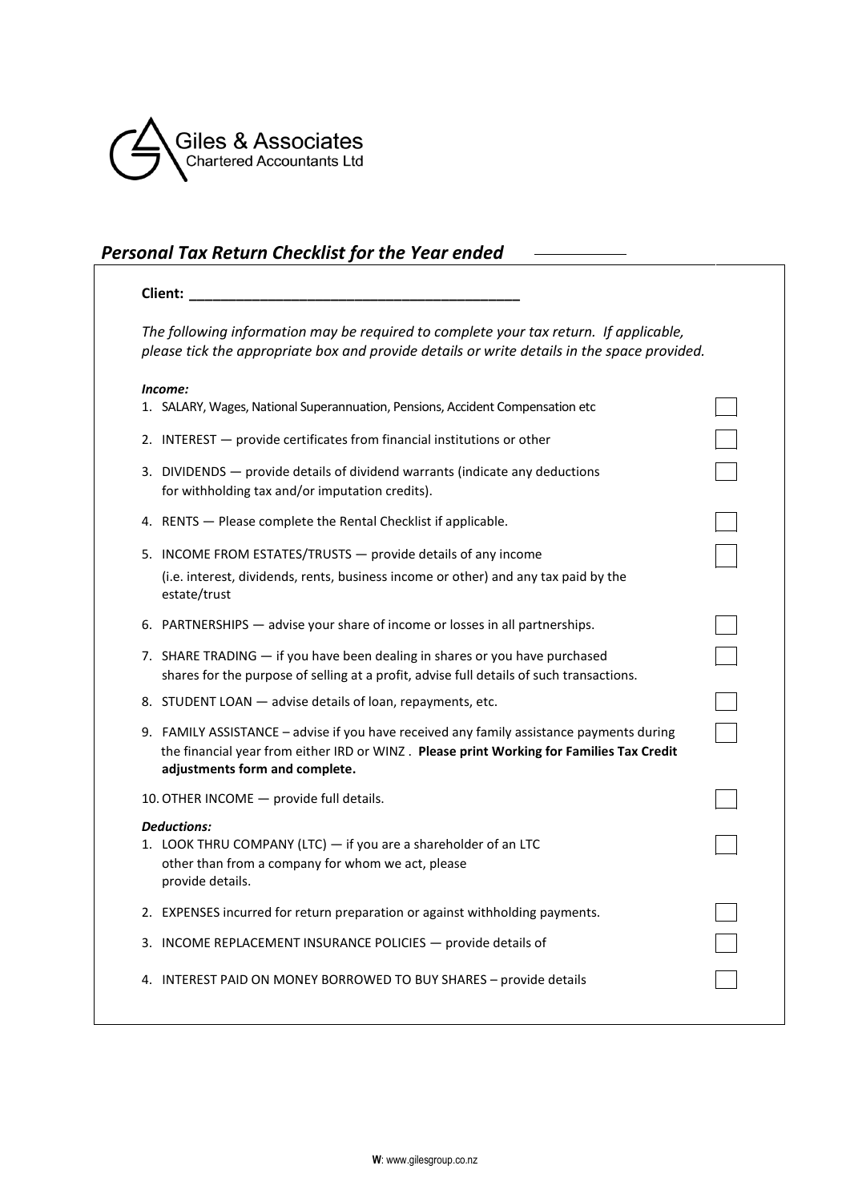Giles & Associates
Chartered Accountants Ltd

## *Personal Tax Return Checklist for the Year ended* \_\_\_\_\_\_\_\_\_\_

**Client: \_\_\_\_\_\_\_\_\_\_\_\_\_\_\_\_\_\_\_\_\_\_\_\_\_\_\_\_\_\_\_\_\_\_\_\_\_\_\_\_\_\_\_\_\_**

*The following information may be required to complete your tax return. If applicable, please tick the appropriate box and provide details or write details in the space provided.*

***Income:***

1. SALARY, Wages, National Superannuation, Pensions, Accident Compensation etc ☐
2. INTEREST — provide certificates from financial institutions or other ☐
3. DIVIDENDS — provide details of dividend warrants (indicate any deductions for withholding tax and/or imputation credits). ☐
4. RENTS — Please complete the Rental Checklist if applicable. ☐
5. INCOME FROM ESTATES/TRUSTS — provide details of any income (i.e. interest, dividends, rents, business income or other) and any tax paid by the estate/trust ☐
6. PARTNERSHIPS — advise your share of income or losses in all partnerships. ☐
7. SHARE TRADING — if you have been dealing in shares or you have purchased shares for the purpose of selling at a profit, advise full details of such transactions. ☐
8. STUDENT LOAN — advise details of loan, repayments, etc. ☐
9. FAMILY ASSISTANCE – advise if you have received any family assistance payments during the financial year from either IRD or WINZ . **Please print Working for Families Tax Credit adjustments form and complete.** ☐
10. OTHER INCOME — provide full details. ☐

***Deductions:***

1. LOOK THRU COMPANY (LTC) — if you are a shareholder of an LTC other than from a company for whom we act, please provide details. ☐
2. EXPENSES incurred for return preparation or against withholding payments. ☐
3. INCOME REPLACEMENT INSURANCE POLICIES — provide details of ☐
4. INTEREST PAID ON MONEY BORROWED TO BUY SHARES – provide details ☐

**W**: www.gilesgroup.co.nz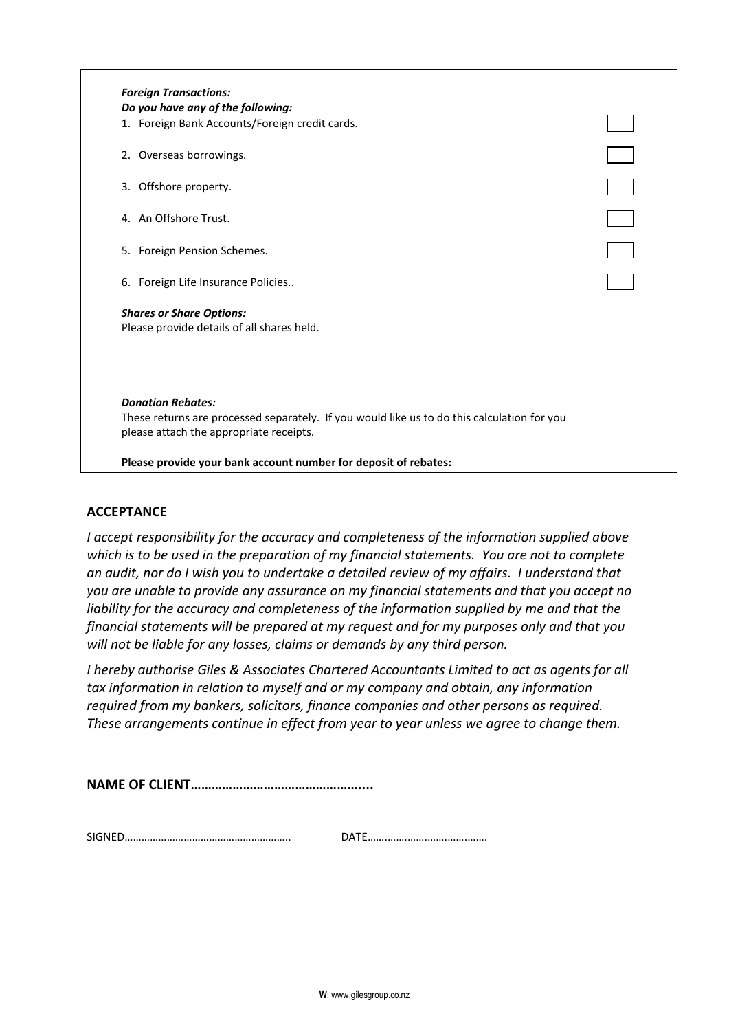***Foreign Transactions:***
***Do you have any of the following:***

1. Foreign Bank Accounts/Foreign credit cards. ☐
2. Overseas borrowings. ☐
3. Offshore property. ☐
4. An Offshore Trust. ☐
5. Foreign Pension Schemes. ☐
6. Foreign Life Insurance Policies.. ☐

***Shares or Share Options:***
Please provide details of all shares held.

***Donation Rebates:***
These returns are processed separately. If you would like us to do this calculation for you please attach the appropriate receipts.

**Please provide your bank account number for deposit of rebates:**

## ACCEPTANCE

*I accept responsibility for the accuracy and completeness of the information supplied above which is to be used in the preparation of my financial statements. You are not to complete an audit, nor do I wish you to undertake a detailed review of my affairs. I understand that you are unable to provide any assurance on my financial statements and that you accept no liability for the accuracy and completeness of the information supplied by me and that the financial statements will be prepared at my request and for my purposes only and that you will not be liable for any losses, claims or demands by any third person.*

*I hereby authorise Giles & Associates Chartered Accountants Limited to act as agents for all tax information in relation to myself and or my company and obtain, any information required from my bankers, solicitors, finance companies and other persons as required. These arrangements continue in effect from year to year unless we agree to change them.*

**NAME OF CLIENT…………………………………………....**

SIGNED………………………………………………..      DATE…………………………………

**W**: www.gilesgroup.co.nz